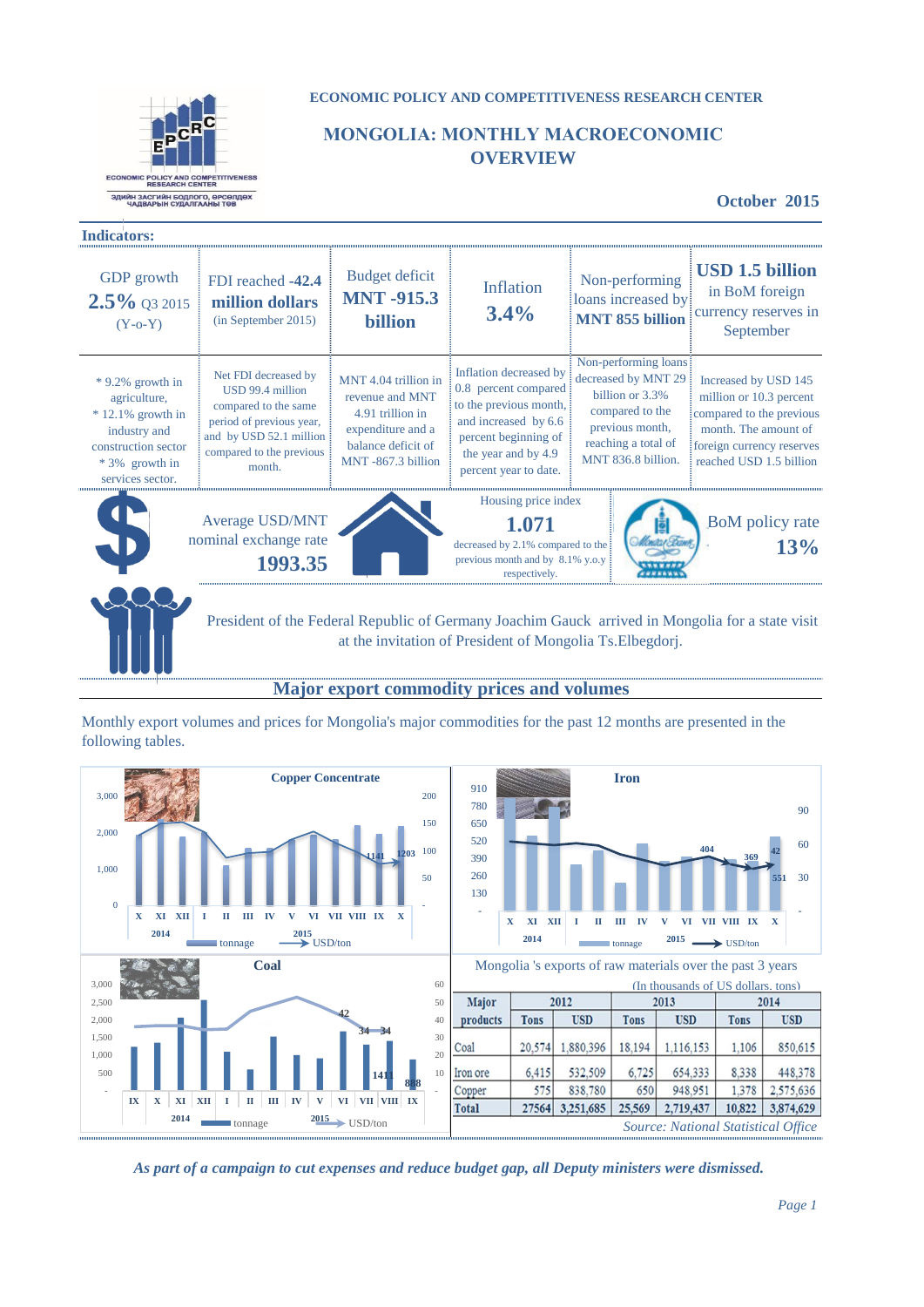**ECONOMIC POLICY AND COMPETITIVENESS RESEARCH CENTER**

# MONGOLIA: MONTHLY MACROECONOMIC OVERVIEW

**October 2015**

## Indicators:

| GDP growth **2.5%** Q3 2015 (Y-o-Y) | FDI reached **-42.4 million dollars** (in September 2015) | Budget deficit **MNT -915.3 billion** | Inflation **3.4%** | Non-performing loans increased by **MNT 855 billion** | **USD 1.5 billion** in BoM foreign currency reserves in September |
|---|---|---|---|---|---|
| * 9.2% growth in agriculture, * 12.1% growth in industry and construction sector * 3% growth in services sector. | Net FDI decreased by USD 99.4 million compared to the same period of previous year, and by USD 52.1 million compared to the previous month. | MNT 4.04 trillion in revenue and MNT 4.91 trillion in expenditure and a balance deficit of MNT -867.3 billion | Inflation decreased by 0.8 percent compared to the previous month, and increased by 6.6 percent beginning of the year and by 4.9 percent year to date. | Non-performing loans decreased by MNT 29 billion or 3.3% compared to the previous month, reaching a total of MNT 836.8 billion. | Increased by USD 145 million or 10.3 percent compared to the previous month. The amount of foreign currency reserves reached USD 1.5 billion |

Average USD/MNT nominal exchange rate **1993.35**

Housing price index **1.071** decreased by 2.1% compared to the previous month and by 8.1% y.o.y respectively.

BoM policy rate **13%**

President of the Federal Republic of Germany Joachim Gauck arrived in Mongolia for a state visit at the invitation of President of Mongolia Ts.Elbegdorj.

## Major export commodity prices and volumes

Monthly export volumes and prices for Mongolia's major commodities for the past 12 months are presented in the following tables.

**Copper Concentrate**

**Iron**

**Coal**

Mongolia 's exports of raw materials over the past 3 years

(In thousands of US dollars, tons)

| Major products | 2012 | | 2013 | | 2014 | |
|---|---|---|---|---|---|---|
| | Tons | USD | Tons | USD | Tons | USD |
| Coal | 20,574 | 1,880,396 | 18,194 | 1,116,153 | 1,106 | 850,615 |
| Iron ore | 6,415 | 532,509 | 6,725 | 654,333 | 8,338 | 448,378 |
| Copper | 575 | 838,780 | 650 | 948,951 | 1,378 | 2,575,636 |
| Total | 27564 | 3,251,685 | 25,569 | 2,719,437 | 10,822 | 3,874,629 |

*Source: National Statistical Office*

***As part of a campaign to cut expenses and reduce budget gap, all Deputy ministers were dismissed.***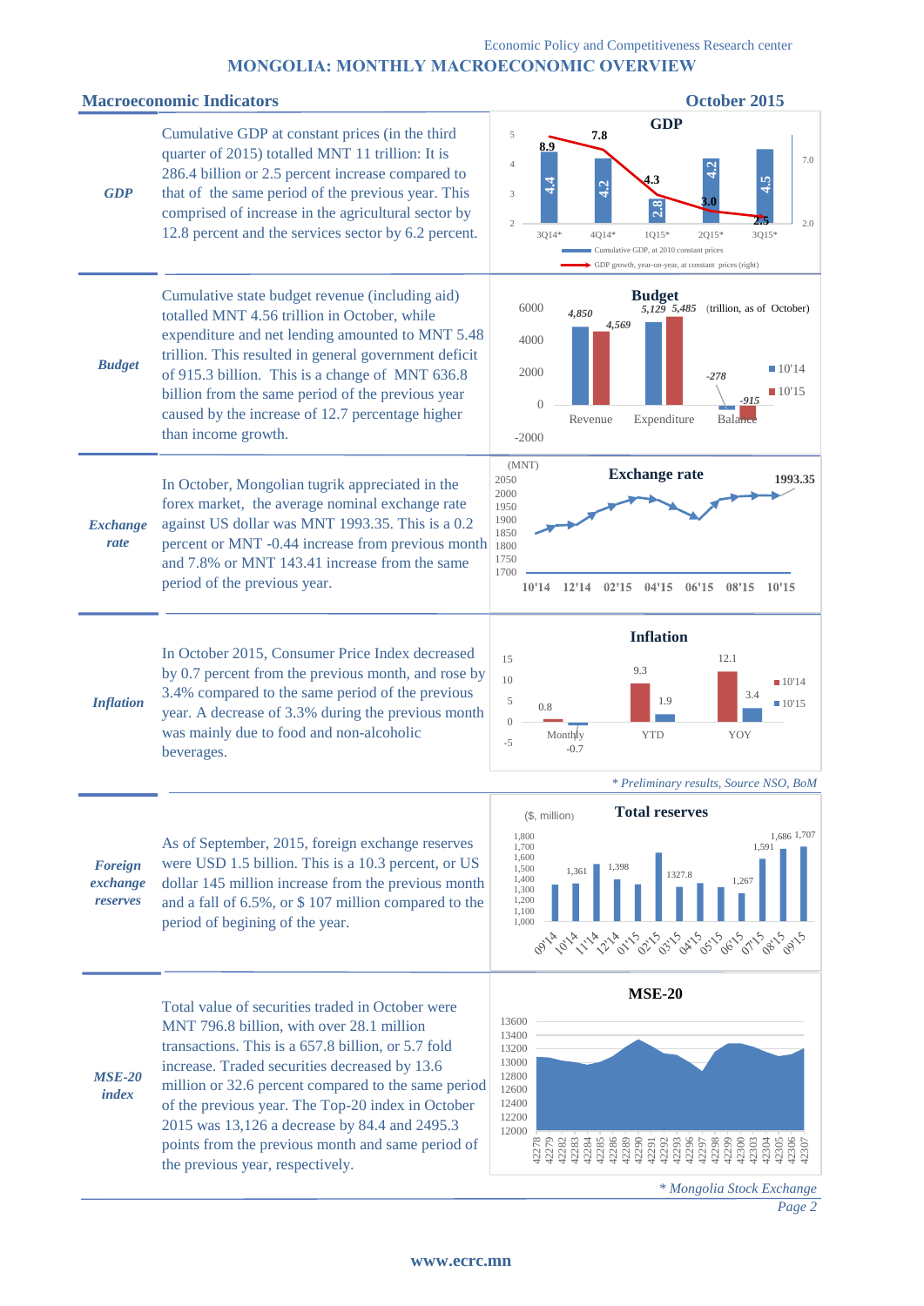Economic Policy and Competitiveness Research center

# MONGOLIA: MONTHLY MACROECONOMIC OVERVIEW

## Macroeconomic Indicators — October 2015

***GDP***

Cumulative GDP at constant prices (in the third quarter of 2015) totalled MNT 11 trillion: It is 286.4 billion or 2.5 percent increase compared to that of the same period of the previous year. This comprised of increase in the agricultural sector by 12.8 percent and the services sector by 6.2 percent.

**GDP**

| | 3Q14* | 4Q14* | 1Q15* | 2Q15* | 3Q15* |
|---|---|---|---|---|---|
| Cumulative GDP, at 2010 constant prices | 4.4 | 4.2 | 2.8 | 4.2 | 4.5 |
| GDP growth, year-on-year, at constant prices (right) | 8.9 | 7.8 | 4.3 | 3.0 | 2.5 |

***Budget***

Cumulative state budget revenue (including aid) totalled MNT 4.56 trillion in October, while expenditure and net lending amounted to MNT 5.48 trillion. This resulted in general government deficit of 915.3 billion. This is a change of MNT 636.8 billion from the same period of the previous year caused by the increase of 12.7 percentage higher than income growth.

**Budget** (trillion, as of October)

| | Revenue | Expenditure | Balance |
|---|---|---|---|
| 10'14 | 4,850 | 5,129 | -278 |
| 10'15 | 4,569 | 5,485 | -915 |

***Exchange rate***

In October, Mongolian tugrik appreciated in the forex market, the average nominal exchange rate against US dollar was MNT 1993.35. This is a 0.2 percent or MNT -0.44 increase from previous month and 7.8% or MNT 143.41 increase from the same period of the previous year.

**Exchange rate** (MNT): 1993.35 (10'15)

***Inflation***

In October 2015, Consumer Price Index decreased by 0.7 percent from the previous month, and rose by 3.4% compared to the same period of the previous year. A decrease of 3.3% during the previous month was mainly due to food and non-alcoholic beverages.

**Inflation**

| | Monthly | YTD | YOY |
|---|---|---|---|
| 10'14 | 0.8 | 9.3 | 12.1 |
| 10'15 | -0.7 | 1.9 | 3.4 |

*\* Preliminary results, Source NSO, BoM*

***Foreign exchange reserves***

As of September, 2015, foreign exchange reserves were USD 1.5 billion. This is a 10.3 percent, or US dollar 145 million increase from the previous month and a fall of 6.5%, or $ 107 million compared to the period of begining of the year.

**Total reserves** ($, million): labelled values 1,361; 1,398; 1327.8; 1,267; 1,591; 1,686; 1,707 (09'14 – 09'15)

***MSE-20 index***

Total value of securities traded in October were MNT 796.8 billion, with over 28.1 million transactions. This is a 657.8 billion, or 5.7 fold increase. Traded securities decreased by 13.6 million or 32.6 percent compared to the same period of the previous year. The Top-20 index in October 2015 was 13,126 a decrease by 84.4 and 2495.3 points from the previous month and same period of the previous year, respectively.

**MSE-20**

*\* Mongolia Stock Exchange*

www.ecrc.mn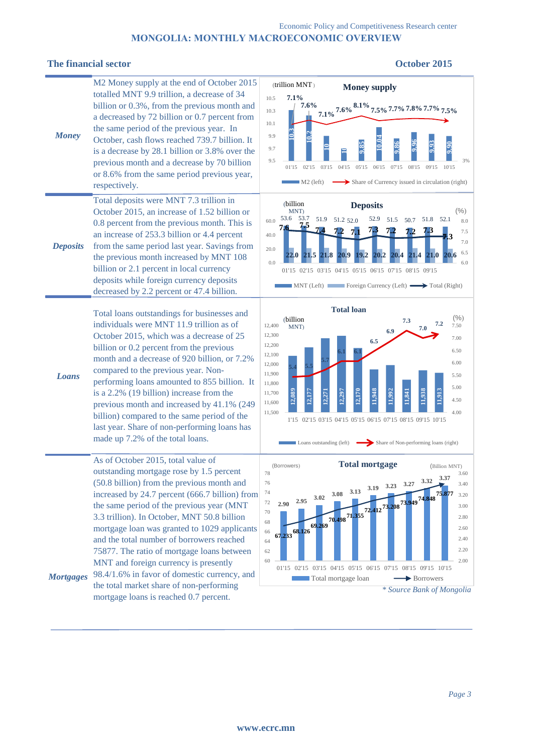## The financial sector

**October 2015**

| | | |
|---|---|---|
| ***Money*** | M2 Money supply at the end of October 2015 totalled MNT 9.9 trillion, a decrease of 34 billion or 0.3%, from the previous month and a decreased by 72 billion or 0.7 percent from the same period of the previous year. In October, cash flows reached 739.7 billion. It is a decrease by 28.1 billion or 3.8% over the previous month and a decrease by 70 billion or 8.6% from the same period previous year, respectively. | |
| ***Deposits*** | Total deposits were MNT 7.3 trillion in October 2015, an increase of 1.52 billion or 0.8 percent from the previous month. This is an increase of 253.3 billion or 4.4 percent from the same period last year. Savings from the previous month increased by MNT 108 billion or 2.1 percent in local currency deposits while foreign currency deposits decreased by 2.2 percent or 47.4 billion. | |
| ***Loans*** | Total loans outstandings for businesses and individuals were MNT 11.9 trillion as of October 2015, which was a decrease of 25 billion or 0.2 percent from the previous month and a decrease of 920 billion, or 7.2% compared to the previous year. Non-performing loans amounted to 855 billion. It is a 2.2% (19 billion) increase from the previous month and increased by 41.1% (249 billion) compared to the same period of the last year. Share of non-performing loans has made up 7.2% of the total loans. | |
| ***Mortgages*** | As of October 2015, total value of outstanding mortgage rose by 1.5 percent (50.8 billion) from the previous month and increased by 24.7 percent (666.7 billion) from the same period of the previous year (MNT 3.3 trillion). In October, MNT 50.8 billion mortgage loan was granted to 1029 applicants and the total number of borrowers reached 75877. The ratio of mortgage loans between MNT and foreign currency is presently 98.4/1.6% in favor of domestic currency, and the total market share of non-performing mortgage loans is reached 0.7 percent. | |

**Money supply** (trillion MNT)

| | 01'15 | 02'15 | 03'15 | 04'15 | 05'15 | 06'15 | 07'15 | 08'15 | 09'15 | 10'15 |
|---|---|---|---|---|---|---|---|---|---|---|
| M2 (left) | 10.3 | 10.2 | 10 | 10 | 9.85 | 10.04 | 9.86 | 9.96 | 9.93 | 9.90 |
| Share of Currency issued in circulation (right) | 7.1% | 7.6% | 7.1% | 7.6% | 8.1% | 7.5% | 7.7% | 7.8% | 7.7% | 7.5% |

**Deposits** (billion MNT) (%)

| | 01'15 | 02'15 | 03'15 | 04'15 | 05'15 | 06'15 | 07'15 | 08'15 | 09'15 | 10'15 |
|---|---|---|---|---|---|---|---|---|---|---|
| MNT (Left) | 53.6 | 53.7 | 51.9 | 51.2 | 52.0 | 52.9 | 51.5 | 50.7 | 51.8 | 52.1 |
| Foreign Currency (Left) | 22.0 | 21.5 | 21.8 | 20.9 | 19.2 | 20.2 | 20.4 | 21.4 | 21.0 | 20.6 |
| Total (Right) | 7.6 | 7.5 | 7.4 | 7.2 | 7.1 | 7.3 | 7.2 | 7.2 | 7.3 | 7.3 |

**Total loan** (billion MNT) (%)

| | 1'15 | 02'15 | 03'15 | 04'15 | 05'15 | 06'15 | 07'15 | 08'15 | 09'15 | 10'15 |
|---|---|---|---|---|---|---|---|---|---|---|
| Loans outstanding (left) | 12,089 | 12,177 | 12,271 | 12,297 | 12,170 | 11,948 | 11,992 | 11,841 | 11,938 | 11,913 |
| Share of Non-performing loans (right) | 5.4 | 5.5 | 5.7 | 6.1 | 6.1 | 6.5 | 6.9 | 7.3 | 7.0 | 7.2 |

**Total mortgage** (Borrowers) (Billion MNT)

| | 01'15 | 02'15 | 03'15 | 04'15 | 05'15 | 06'15 | 07'15 | 08'15 | 09'15 | 10'15 |
|---|---|---|---|---|---|---|---|---|---|---|
| Total mortgage loan | 2.90 | 2.95 | 3.02 | 3.08 | 3.13 | 3.19 | 3.23 | 3.27 | 3.32 | 3.37 |
| Borrowers | 67.233 | 68.126 | 69.269 | 70.498 | 71.355 | 72.412 | 73.208 | 73.949 | 74.848 | 75.877 |

*\* Source Bank of Mongolia*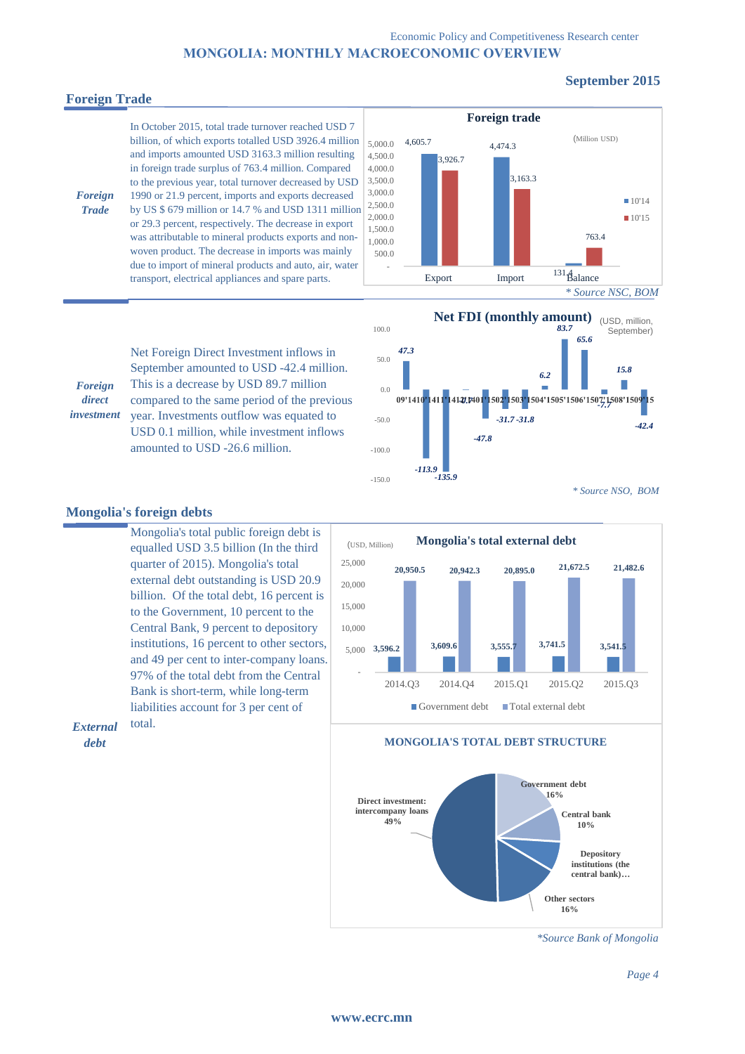## Foreign Trade

***Foreign Trade***

In October 2015, total trade turnover reached USD 7 billion, of which exports totalled USD 3926.4 million and imports amounted USD 3163.3 million resulting in foreign trade surplus of 763.4 million. Compared to the previous year, total turnover decreased by USD 1990 or 21.9 percent, imports and exports decreased by US $ 679 million or 14.7 % and USD 1311 million or 29.3 percent, respectively. The decrease in export was attributable to mineral products exports and non-woven product. The decrease in imports was mainly due to import of mineral products and auto, air, water transport, electrical appliances and spare parts.

**Foreign trade** (Million USD)

| | 10'14 | 10'15 |
|---|---|---|
| Export | 4,605.7 | 3,926.7 |
| Import | 4,474.3 | 3,163.3 |
| Balance | 131.4 | 763.4 |

*\* Source NSC, BOM*

***Foreign direct investment***

Net Foreign Direct Investment inflows in September amounted to USD -42.4 million. This is a decrease by USD 89.7 million compared to the same period of the previous year. Investments outflow was equated to USD 0.1 million, while investment inflows amounted to USD -26.6 million.

**Net FDI (monthly amount)** (USD, million, September)

| 09'14 | 10'14 | 11'14 | 12'14 | 01'15 | 02'15 | 03'15 | 04'15 | 05'15 | 06'15 | 07'15 | 08'15 | 09'15 |
|---|---|---|---|---|---|---|---|---|---|---|---|---|
| 47.3 | -113.9 | -135.9 | -1.7 | -47.8 | -31.7 | -31.8 | 6.2 | 83.7 | 65.6 | -7.7 | 15.8 | -42.4 |

*\* Source NSO, BOM*

## Mongolia's foreign debts

***External debt***

Mongolia's total public foreign debt is equalled USD 3.5 billion (In the third quarter of 2015). Mongolia's total external debt outstanding is USD 20.9 billion. Of the total debt, 16 percent is to the Government, 10 percent to the Central Bank, 9 percent to depository institutions, 16 percent to other sectors, and 49 per cent to inter-company loans. 97% of the total debt from the Central Bank is short-term, while long-term liabilities account for 3 per cent of total.

**Mongolia's total external debt** (USD, Million)

| | 2014.Q3 | 2014.Q4 | 2015.Q1 | 2015.Q2 | 2015.Q3 |
|---|---|---|---|---|---|
| Government debt | 3,596.2 | 3,609.6 | 3,555.7 | 3,741.5 | 3,541.5 |
| Total external debt | 20,950.5 | 20,942.3 | 20,895.0 | 21,672.5 | 21,482.6 |

**MONGOLIA'S TOTAL DEBT STRUCTURE**

| Sector | Share |
|---|---|
| Government debt | 16% |
| Central bank | 10% |
| Depository institutions (the central bank)… | |
| Other sectors | 16% |
| Direct investment: intercompany loans | 49% |

*\*Source Bank of Mongolia*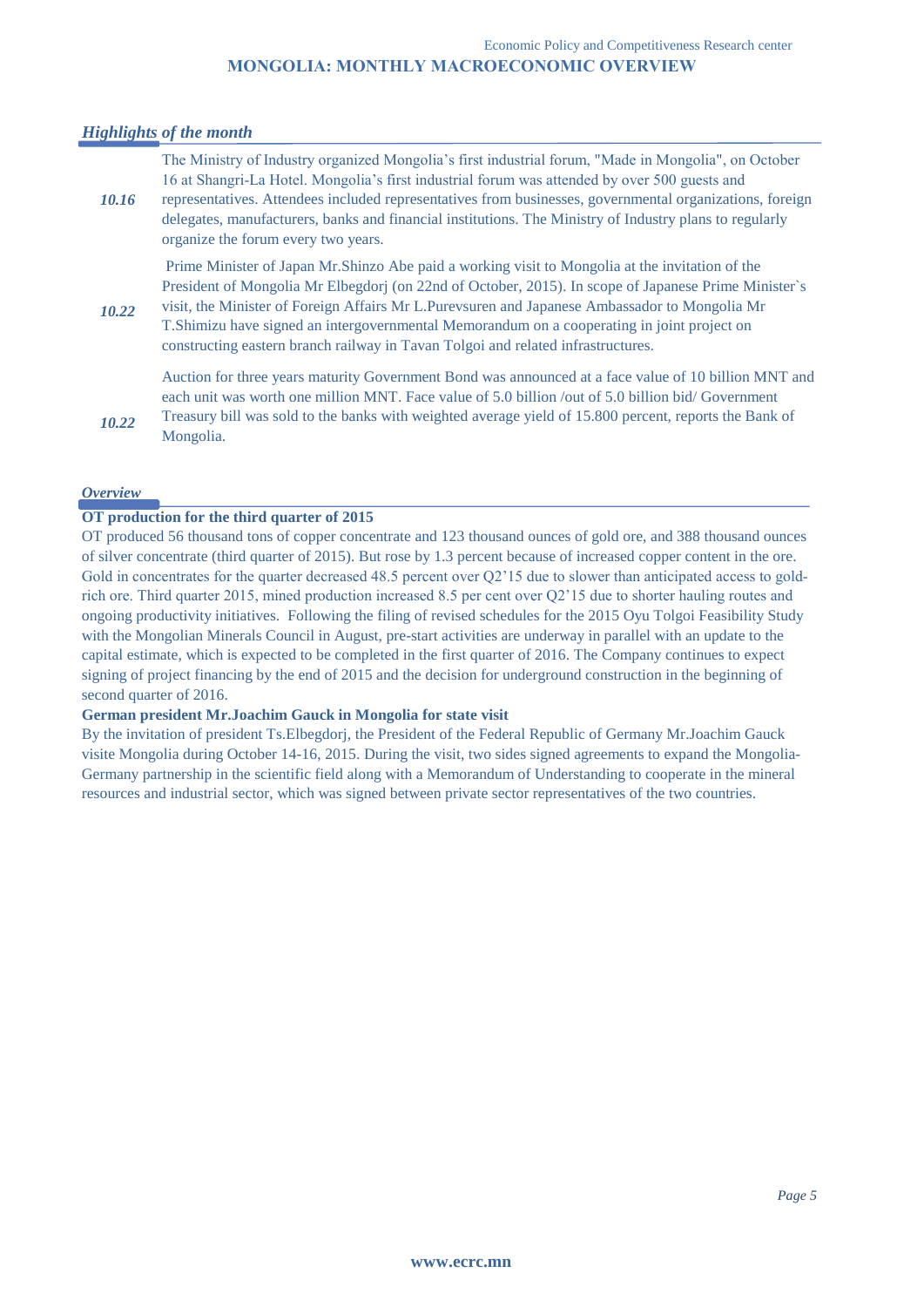## *Highlights of the month*

| | |
|---|---|
| ***10.16*** | The Ministry of Industry organized Mongolia's first industrial forum, "Made in Mongolia", on October 16 at Shangri-La Hotel. Mongolia's first industrial forum was attended by over 500 guests and representatives. Attendees included representatives from businesses, governmental organizations, foreign delegates, manufacturers, banks and financial institutions. The Ministry of Industry plans to regularly organize the forum every two years. |
| ***10.22*** | Prime Minister of Japan Mr.Shinzo Abe paid a working visit to Mongolia at the invitation of the President of Mongolia Mr Elbegdorj (on 22nd of October, 2015). In scope of Japanese Prime Minister`s visit, the Minister of Foreign Affairs Mr L.Purevsuren and Japanese Ambassador to Mongolia Mr T.Shimizu have signed an intergovernmental Memorandum on a cooperating in joint project on constructing eastern branch railway in Tavan Tolgoi and related infrastructures. |
| ***10.22*** | Auction for three years maturity Government Bond was announced at a face value of 10 billion MNT and each unit was worth one million MNT. Face value of 5.0 billion /out of 5.0 billion bid/ Government Treasury bill was sold to the banks with weighted average yield of 15.800 percent, reports the Bank of Mongolia. |

## *Overview*

**OT production for the third quarter of 2015**

OT produced 56 thousand tons of copper concentrate and 123 thousand ounces of gold ore, and 388 thousand ounces of silver concentrate (third quarter of 2015). But rose by 1.3 percent because of increased copper content in the ore. Gold in concentrates for the quarter decreased 48.5 percent over Q2'15 due to slower than anticipated access to gold-rich ore. Third quarter 2015, mined production increased 8.5 per cent over Q2'15 due to shorter hauling routes and ongoing productivity initiatives. Following the filing of revised schedules for the 2015 Oyu Tolgoi Feasibility Study with the Mongolian Minerals Council in August, pre-start activities are underway in parallel with an update to the capital estimate, which is expected to be completed in the first quarter of 2016. The Company continues to expect signing of project financing by the end of 2015 and the decision for underground construction in the beginning of second quarter of 2016.

**German president Mr.Joachim Gauck in Mongolia for state visit**

By the invitation of president Ts.Elbegdorj, the President of the Federal Republic of Germany Mr.Joachim Gauck visite Mongolia during October 14-16, 2015. During the visit, two sides signed agreements to expand the Mongolia-Germany partnership in the scientific field along with a Memorandum of Understanding to cooperate in the mineral resources and industrial sector, which was signed between private sector representatives of the two countries.